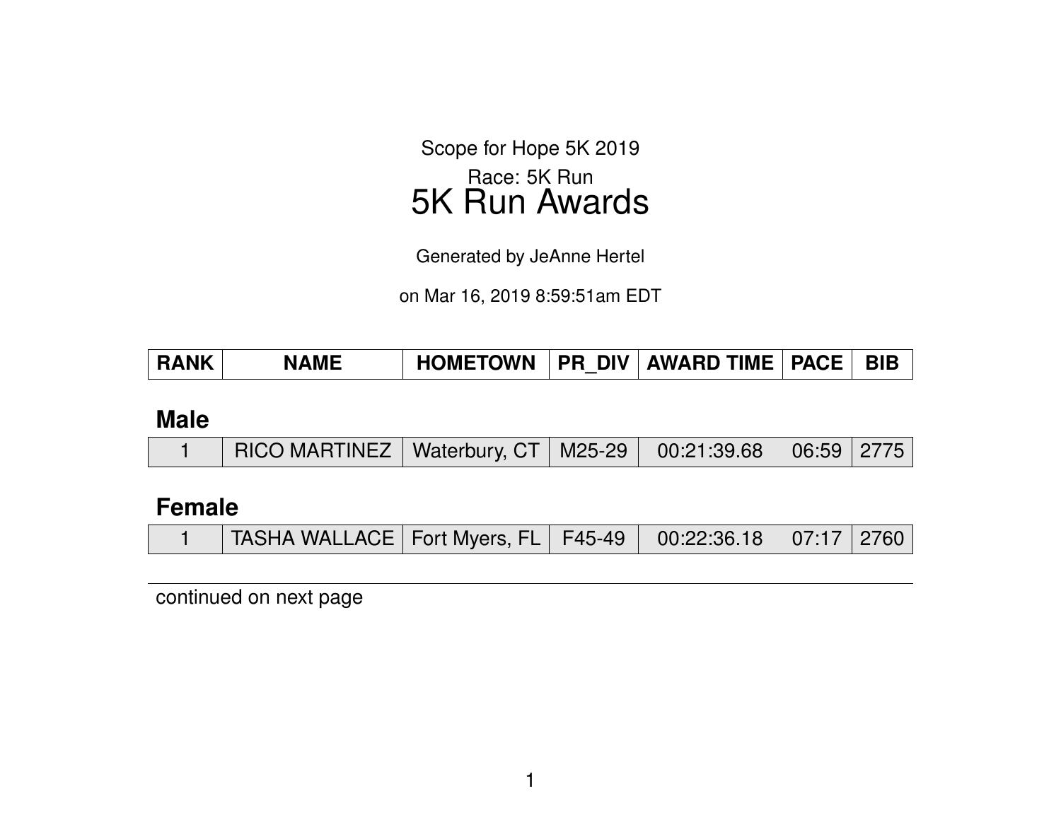Scope for Hope 5K 2019

Race: 5K Run

# 5K Run Awards

Generated by JeAnne Hertel

on Mar 16, 2019 8:59:51am EDT

| RANK | NAME | HOMETOWN | PR_DIV | AWARD TIME | PACE | BIB |
|---|---|---|---|---|---|---|
| **Male** | | | | | | |
| 1 | RICO MARTINEZ | Waterbury, CT | M25-29 | 00:21:39.68 | 06:59 | 2775 |
| **Female** | | | | | | |
| 1 | TASHA WALLACE | Fort Myers, FL | F45-49 | 00:22:36.18 | 07:17 | 2760 |

continued on next page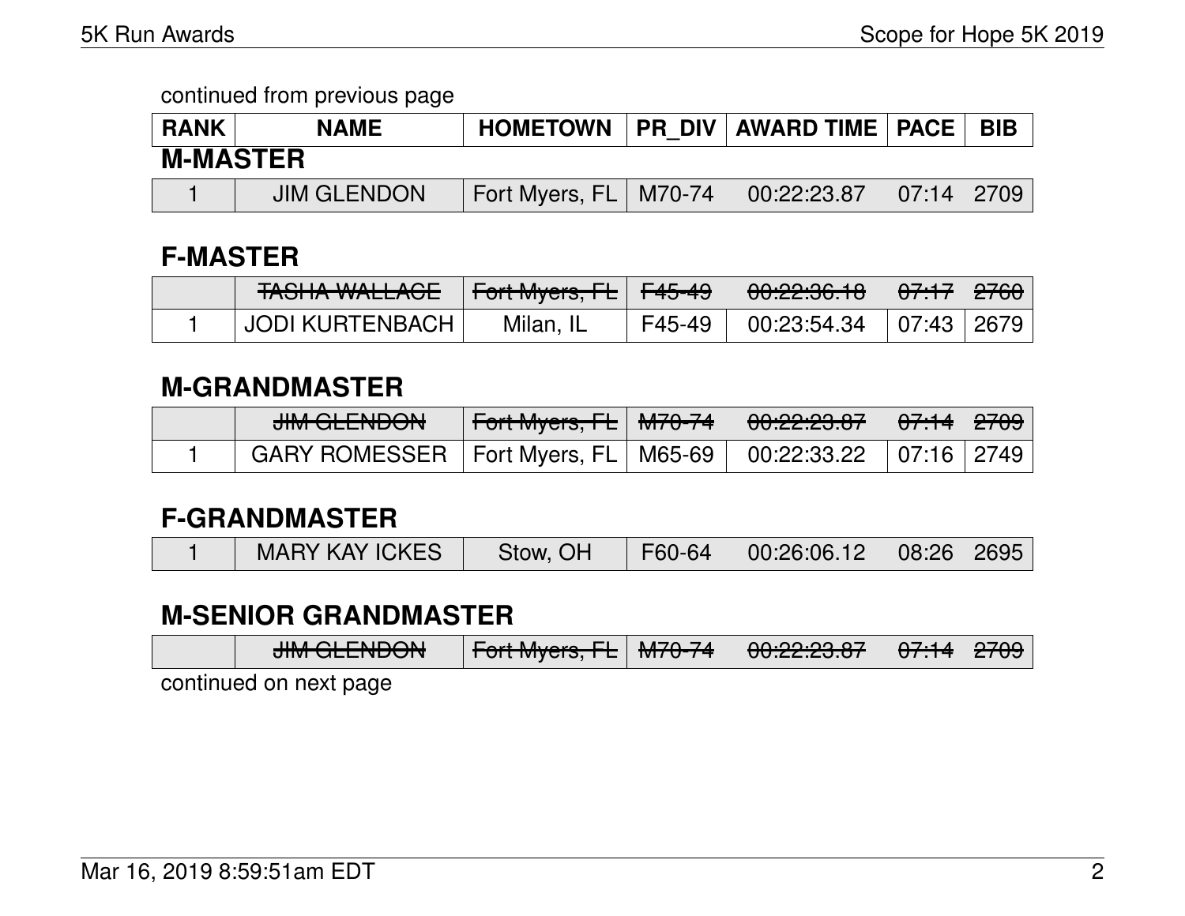continued from previous page

| RANK | NAME | HOMETOWN | PR_DIV | AWARD TIME | PACE | BIB |
|---|---|---|---|---|---|---|

## M-MASTER

| RANK | NAME | HOMETOWN | PR_DIV | AWARD TIME | PACE | BIB |
|---|---|---|---|---|---|---|
| 1 | JIM GLENDON | Fort Myers, FL | M70-74 | 00:22:23.87 | 07:14 | 2709 |

## F-MASTER

| RANK | NAME | HOMETOWN | PR_DIV | AWARD TIME | PACE | BIB |
|---|---|---|---|---|---|---|
| | ~~TASHA WALLACE~~ | ~~Fort Myers, FL~~ | ~~F45-49~~ | ~~00:22:36.18~~ | ~~07:17~~ | ~~2760~~ |
| 1 | JODI KURTENBACH | Milan, IL | F45-49 | 00:23:54.34 | 07:43 | 2679 |

## M-GRANDMASTER

| RANK | NAME | HOMETOWN | PR_DIV | AWARD TIME | PACE | BIB |
|---|---|---|---|---|---|---|
| | ~~JIM GLENDON~~ | ~~Fort Myers, FL~~ | ~~M70-74~~ | ~~00:22:23.87~~ | ~~07:14~~ | ~~2709~~ |
| 1 | GARY ROMESSER | Fort Myers, FL | M65-69 | 00:22:33.22 | 07:16 | 2749 |

## F-GRANDMASTER

| RANK | NAME | HOMETOWN | PR_DIV | AWARD TIME | PACE | BIB |
|---|---|---|---|---|---|---|
| 1 | MARY KAY ICKES | Stow, OH | F60-64 | 00:26:06.12 | 08:26 | 2695 |

## M-SENIOR GRANDMASTER

| RANK | NAME | HOMETOWN | PR_DIV | AWARD TIME | PACE | BIB |
|---|---|---|---|---|---|---|
| | ~~JIM GLENDON~~ | ~~Fort Myers, FL~~ | ~~M70-74~~ | ~~00:22:23.87~~ | ~~07:14~~ | ~~2709~~ |

continued on next page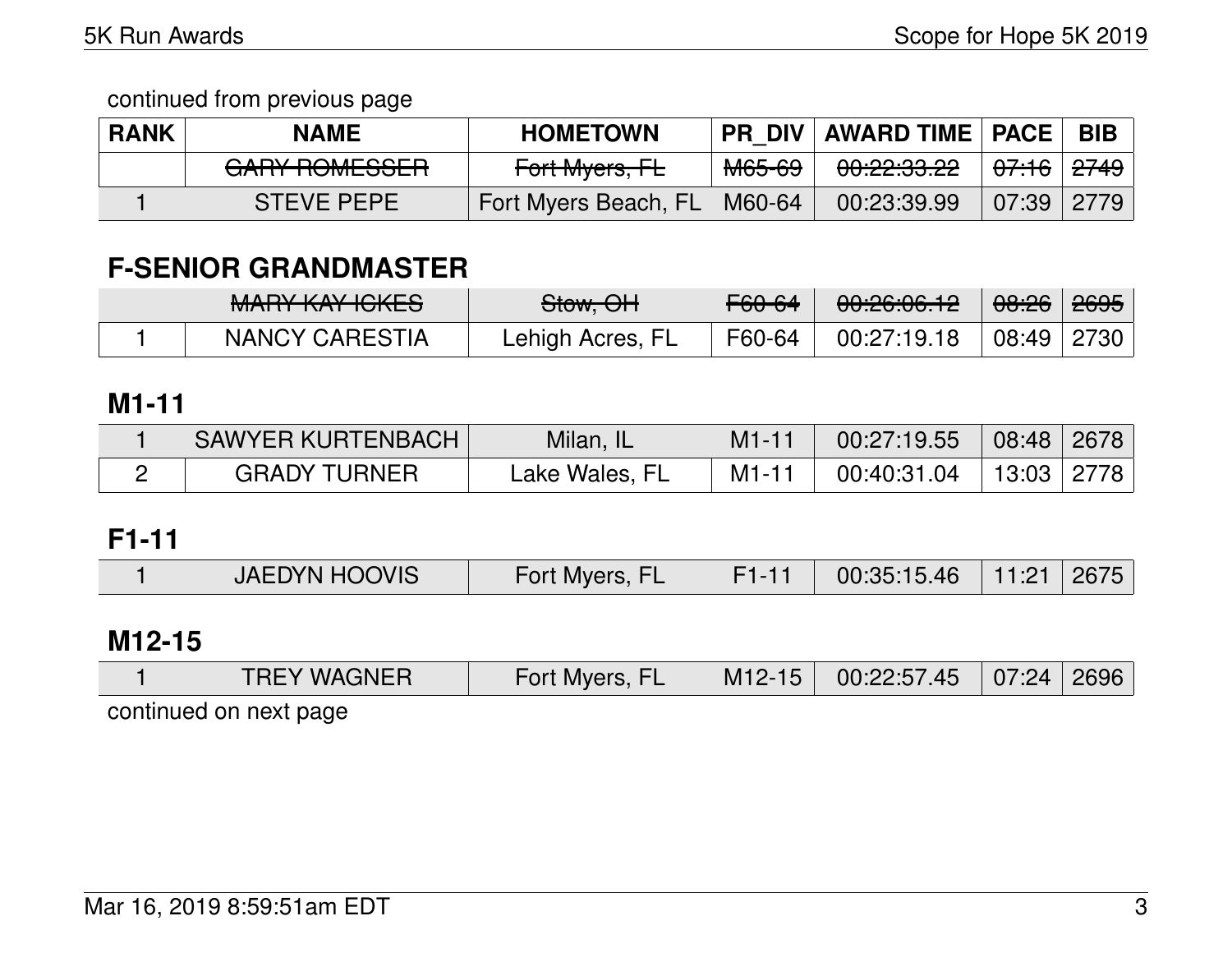continued from previous page

| RANK | NAME | HOMETOWN | PR_DIV | AWARD TIME | PACE | BIB |
|---|---|---|---|---|---|---|
| | ~~GARY ROMESSER~~ | ~~Fort Myers, FL~~ | ~~M65-69~~ | ~~00:22:33.22~~ | ~~07:16~~ | ~~2749~~ |
| 1 | STEVE PEPE | Fort Myers Beach, FL | M60-64 | 00:23:39.99 | 07:39 | 2779 |

## F-SENIOR GRANDMASTER

| RANK | NAME | HOMETOWN | PR_DIV | AWARD TIME | PACE | BIB |
|---|---|---|---|---|---|---|
| | ~~MARY KAY ICKES~~ | ~~Stow, OH~~ | ~~F60-64~~ | ~~00:26:06.12~~ | ~~08:26~~ | ~~2695~~ |
| 1 | NANCY CARESTIA | Lehigh Acres, FL | F60-64 | 00:27:19.18 | 08:49 | 2730 |

## M1-11

| RANK | NAME | HOMETOWN | PR_DIV | AWARD TIME | PACE | BIB |
|---|---|---|---|---|---|---|
| 1 | SAWYER KURTENBACH | Milan, IL | M1-11 | 00:27:19.55 | 08:48 | 2678 |
| 2 | GRADY TURNER | Lake Wales, FL | M1-11 | 00:40:31.04 | 13:03 | 2778 |

## F1-11

| RANK | NAME | HOMETOWN | PR_DIV | AWARD TIME | PACE | BIB |
|---|---|---|---|---|---|---|
| 1 | JAEDYN HOOVIS | Fort Myers, FL | F1-11 | 00:35:15.46 | 11:21 | 2675 |

## M12-15

| RANK | NAME | HOMETOWN | PR_DIV | AWARD TIME | PACE | BIB |
|---|---|---|---|---|---|---|
| 1 | TREY WAGNER | Fort Myers, FL | M12-15 | 00:22:57.45 | 07:24 | 2696 |

continued on next page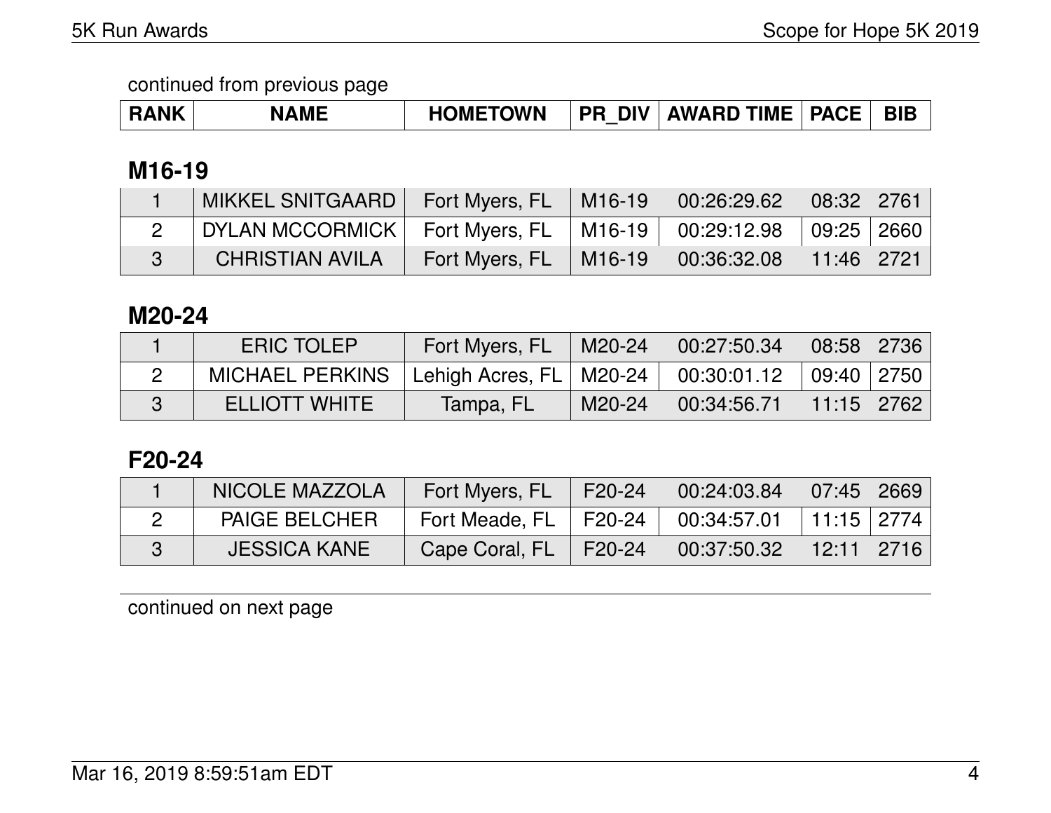continued from previous page

| RANK | NAME | HOMETOWN | PR_DIV | AWARD TIME | PACE | BIB |
|---|---|---|---|---|---|---|

## M16-19

| RANK | NAME | HOMETOWN | PR_DIV | AWARD TIME | PACE | BIB |
|---|---|---|---|---|---|---|
| 1 | MIKKEL SNITGAARD | Fort Myers, FL | M16-19 | 00:26:29.62 | 08:32 | 2761 |
| 2 | DYLAN MCCORMICK | Fort Myers, FL | M16-19 | 00:29:12.98 | 09:25 | 2660 |
| 3 | CHRISTIAN AVILA | Fort Myers, FL | M16-19 | 00:36:32.08 | 11:46 | 2721 |

## M20-24

| RANK | NAME | HOMETOWN | PR_DIV | AWARD TIME | PACE | BIB |
|---|---|---|---|---|---|---|
| 1 | ERIC TOLEP | Fort Myers, FL | M20-24 | 00:27:50.34 | 08:58 | 2736 |
| 2 | MICHAEL PERKINS | Lehigh Acres, FL | M20-24 | 00:30:01.12 | 09:40 | 2750 |
| 3 | ELLIOTT WHITE | Tampa, FL | M20-24 | 00:34:56.71 | 11:15 | 2762 |

## F20-24

| RANK | NAME | HOMETOWN | PR_DIV | AWARD TIME | PACE | BIB |
|---|---|---|---|---|---|---|
| 1 | NICOLE MAZZOLA | Fort Myers, FL | F20-24 | 00:24:03.84 | 07:45 | 2669 |
| 2 | PAIGE BELCHER | Fort Meade, FL | F20-24 | 00:34:57.01 | 11:15 | 2774 |
| 3 | JESSICA KANE | Cape Coral, FL | F20-24 | 00:37:50.32 | 12:11 | 2716 |

continued on next page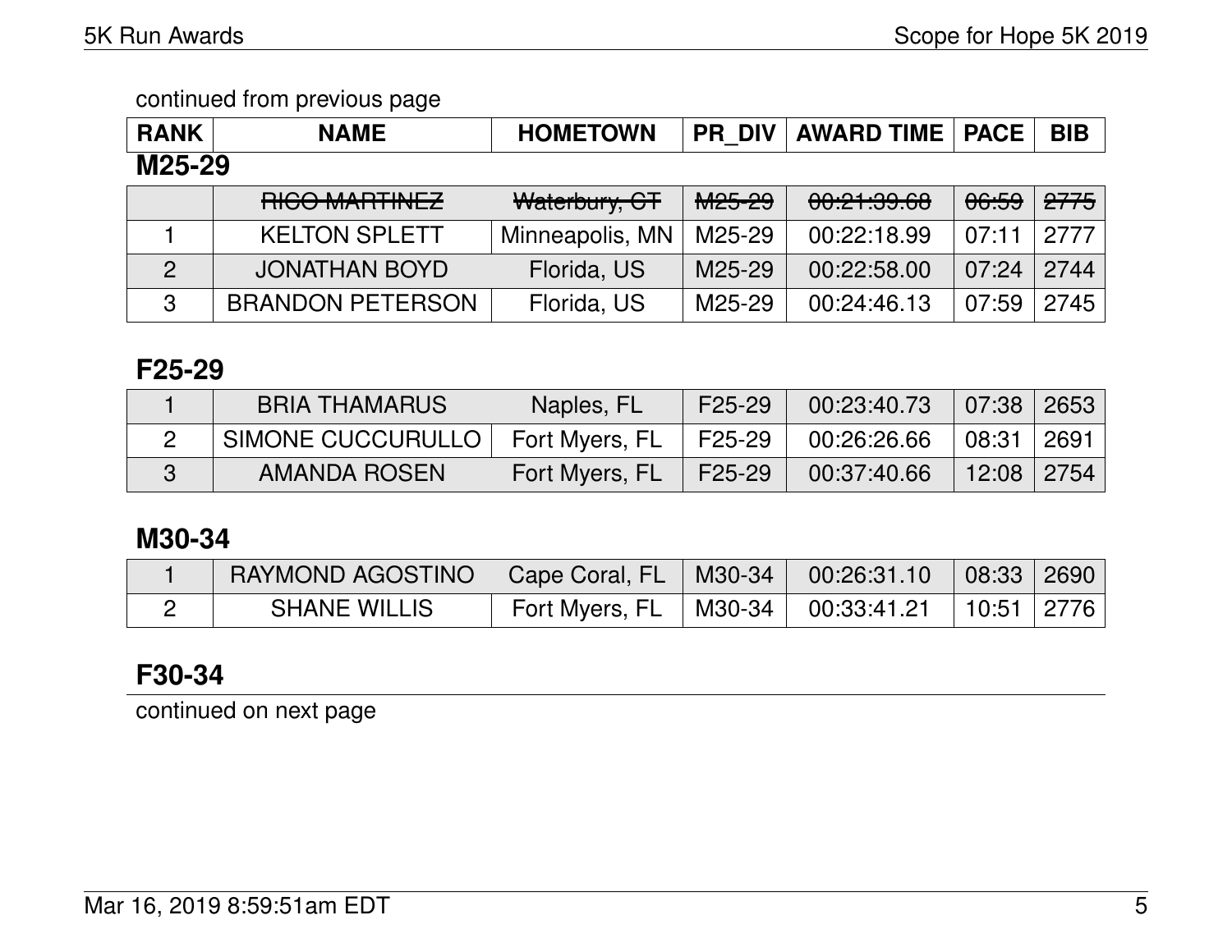continued from previous page

| RANK | NAME | HOMETOWN | PR_DIV | AWARD TIME | PACE | BIB |
|---|---|---|---|---|---|---|

### M25-29

| RANK | NAME | HOMETOWN | PR_DIV | AWARD TIME | PACE | BIB |
|---|---|---|---|---|---|---|
| | ~~RICO MARTINEZ~~ | ~~Waterbury, CT~~ | ~~M25-29~~ | ~~00:21:39.68~~ | ~~06:59~~ | ~~2775~~ |
| 1 | KELTON SPLETT | Minneapolis, MN | M25-29 | 00:22:18.99 | 07:11 | 2777 |
| 2 | JONATHAN BOYD | Florida, US | M25-29 | 00:22:58.00 | 07:24 | 2744 |
| 3 | BRANDON PETERSON | Florida, US | M25-29 | 00:24:46.13 | 07:59 | 2745 |

### F25-29

| RANK | NAME | HOMETOWN | PR_DIV | AWARD TIME | PACE | BIB |
|---|---|---|---|---|---|---|
| 1 | BRIA THAMARUS | Naples, FL | F25-29 | 00:23:40.73 | 07:38 | 2653 |
| 2 | SIMONE CUCCURULLO | Fort Myers, FL | F25-29 | 00:26:26.66 | 08:31 | 2691 |
| 3 | AMANDA ROSEN | Fort Myers, FL | F25-29 | 00:37:40.66 | 12:08 | 2754 |

### M30-34

| RANK | NAME | HOMETOWN | PR_DIV | AWARD TIME | PACE | BIB |
|---|---|---|---|---|---|---|
| 1 | RAYMOND AGOSTINO | Cape Coral, FL | M30-34 | 00:26:31.10 | 08:33 | 2690 |
| 2 | SHANE WILLIS | Fort Myers, FL | M30-34 | 00:33:41.21 | 10:51 | 2776 |

### F30-34

continued on next page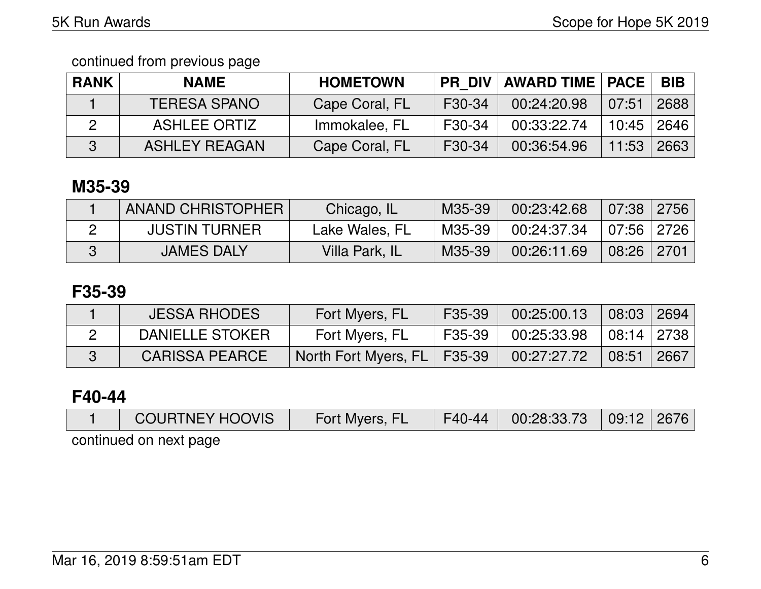continued from previous page

| RANK | NAME | HOMETOWN | PR_DIV | AWARD TIME | PACE | BIB |
|---|---|---|---|---|---|---|
| 1 | TERESA SPANO | Cape Coral, FL | F30-34 | 00:24:20.98 | 07:51 | 2688 |
| 2 | ASHLEE ORTIZ | Immokalee, FL | F30-34 | 00:33:22.74 | 10:45 | 2646 |
| 3 | ASHLEY REAGAN | Cape Coral, FL | F30-34 | 00:36:54.96 | 11:53 | 2663 |

## M35-39

| RANK | NAME | HOMETOWN | PR_DIV | AWARD TIME | PACE | BIB |
|---|---|---|---|---|---|---|
| 1 | ANAND CHRISTOPHER | Chicago, IL | M35-39 | 00:23:42.68 | 07:38 | 2756 |
| 2 | JUSTIN TURNER | Lake Wales, FL | M35-39 | 00:24:37.34 | 07:56 | 2726 |
| 3 | JAMES DALY | Villa Park, IL | M35-39 | 00:26:11.69 | 08:26 | 2701 |

## F35-39

| RANK | NAME | HOMETOWN | PR_DIV | AWARD TIME | PACE | BIB |
|---|---|---|---|---|---|---|
| 1 | JESSA RHODES | Fort Myers, FL | F35-39 | 00:25:00.13 | 08:03 | 2694 |
| 2 | DANIELLE STOKER | Fort Myers, FL | F35-39 | 00:25:33.98 | 08:14 | 2738 |
| 3 | CARISSA PEARCE | North Fort Myers, FL | F35-39 | 00:27:27.72 | 08:51 | 2667 |

## F40-44

| RANK | NAME | HOMETOWN | PR_DIV | AWARD TIME | PACE | BIB |
|---|---|---|---|---|---|---|
| 1 | COURTNEY HOOVIS | Fort Myers, FL | F40-44 | 00:28:33.73 | 09:12 | 2676 |

continued on next page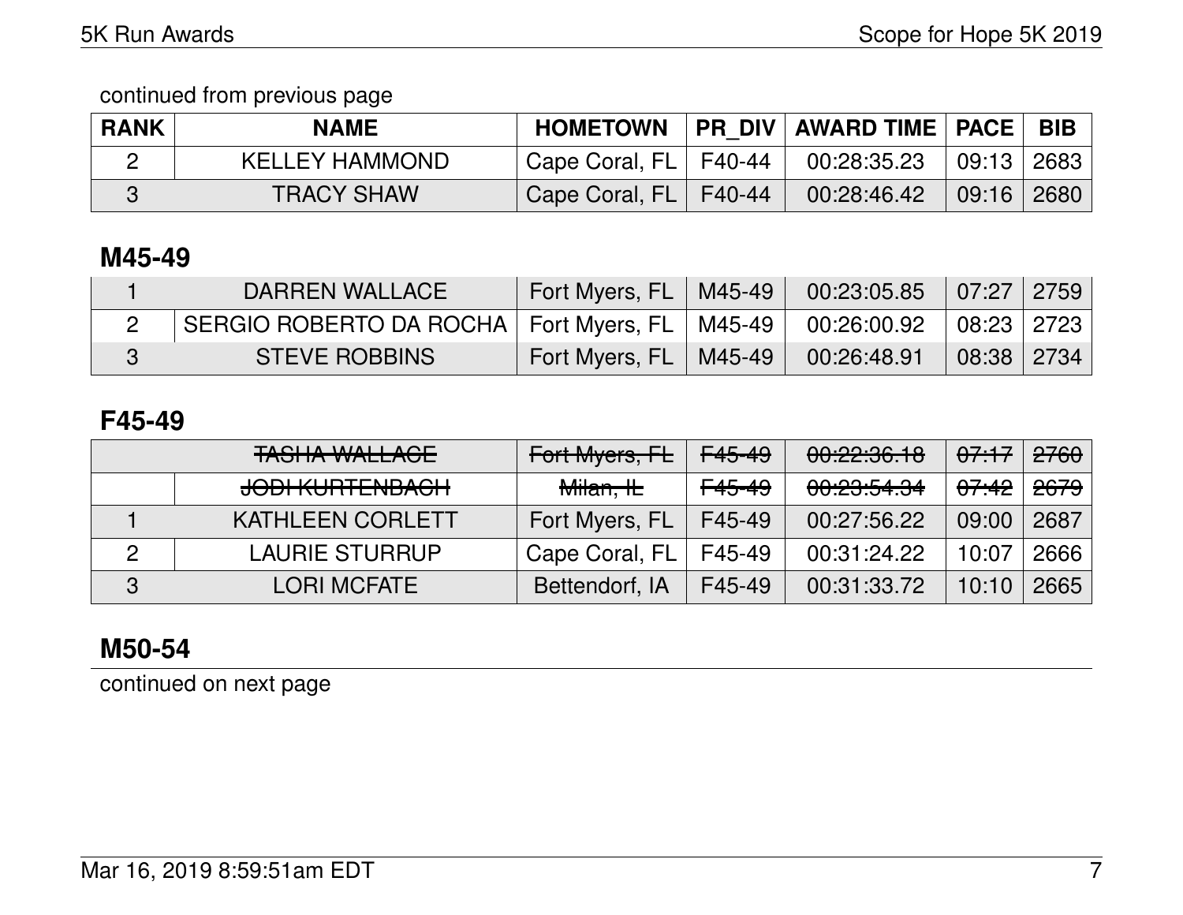continued from previous page

| RANK | NAME | HOMETOWN | PR_DIV | AWARD TIME | PACE | BIB |
|---|---|---|---|---|---|---|
| 2 | KELLEY HAMMOND | Cape Coral, FL | F40-44 | 00:28:35.23 | 09:13 | 2683 |
| 3 | TRACY SHAW | Cape Coral, FL | F40-44 | 00:28:46.42 | 09:16 | 2680 |

## M45-49

| RANK | NAME | HOMETOWN | PR_DIV | AWARD TIME | PACE | BIB |
|---|---|---|---|---|---|---|
| 1 | DARREN WALLACE | Fort Myers, FL | M45-49 | 00:23:05.85 | 07:27 | 2759 |
| 2 | SERGIO ROBERTO DA ROCHA | Fort Myers, FL | M45-49 | 00:26:00.92 | 08:23 | 2723 |
| 3 | STEVE ROBBINS | Fort Myers, FL | M45-49 | 00:26:48.91 | 08:38 | 2734 |

## F45-49

| RANK | NAME | HOMETOWN | PR_DIV | AWARD TIME | PACE | BIB |
|---|---|---|---|---|---|---|
| | ~~TASHA WALLACE~~ | ~~Fort Myers, FL~~ | ~~F45-49~~ | ~~00:22:36.18~~ | ~~07:17~~ | ~~2760~~ |
| | ~~JODI KURTENBACH~~ | ~~Milan, IL~~ | ~~F45-49~~ | ~~00:23:54.34~~ | ~~07:42~~ | ~~2679~~ |
| 1 | KATHLEEN CORLETT | Fort Myers, FL | F45-49 | 00:27:56.22 | 09:00 | 2687 |
| 2 | LAURIE STURRUP | Cape Coral, FL | F45-49 | 00:31:24.22 | 10:07 | 2666 |
| 3 | LORI MCFATE | Bettendorf, IA | F45-49 | 00:31:33.72 | 10:10 | 2665 |

## M50-54

continued on next page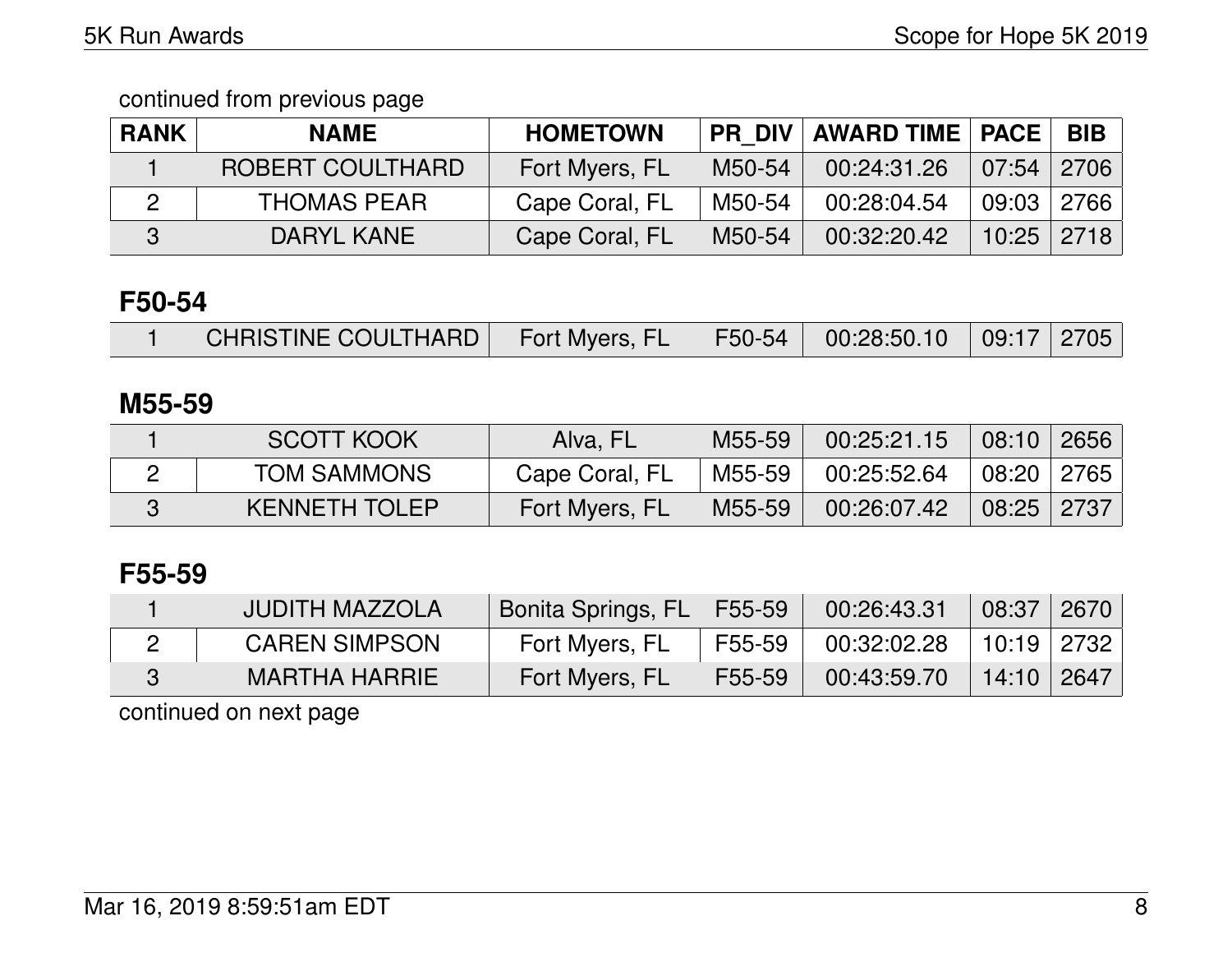continued from previous page

| RANK | NAME | HOMETOWN | PR_DIV | AWARD TIME | PACE | BIB |
|---|---|---|---|---|---|---|
| 1 | ROBERT COULTHARD | Fort Myers, FL | M50-54 | 00:24:31.26 | 07:54 | 2706 |
| 2 | THOMAS PEAR | Cape Coral, FL | M50-54 | 00:28:04.54 | 09:03 | 2766 |
| 3 | DARYL KANE | Cape Coral, FL | M50-54 | 00:32:20.42 | 10:25 | 2718 |

## F50-54

| RANK | NAME | HOMETOWN | PR_DIV | AWARD TIME | PACE | BIB |
|---|---|---|---|---|---|---|
| 1 | CHRISTINE COULTHARD | Fort Myers, FL | F50-54 | 00:28:50.10 | 09:17 | 2705 |

## M55-59

| RANK | NAME | HOMETOWN | PR_DIV | AWARD TIME | PACE | BIB |
|---|---|---|---|---|---|---|
| 1 | SCOTT KOOK | Alva, FL | M55-59 | 00:25:21.15 | 08:10 | 2656 |
| 2 | TOM SAMMONS | Cape Coral, FL | M55-59 | 00:25:52.64 | 08:20 | 2765 |
| 3 | KENNETH TOLEP | Fort Myers, FL | M55-59 | 00:26:07.42 | 08:25 | 2737 |

## F55-59

| RANK | NAME | HOMETOWN | PR_DIV | AWARD TIME | PACE | BIB |
|---|---|---|---|---|---|---|
| 1 | JUDITH MAZZOLA | Bonita Springs, FL | F55-59 | 00:26:43.31 | 08:37 | 2670 |
| 2 | CAREN SIMPSON | Fort Myers, FL | F55-59 | 00:32:02.28 | 10:19 | 2732 |
| 3 | MARTHA HARRIE | Fort Myers, FL | F55-59 | 00:43:59.70 | 14:10 | 2647 |

continued on next page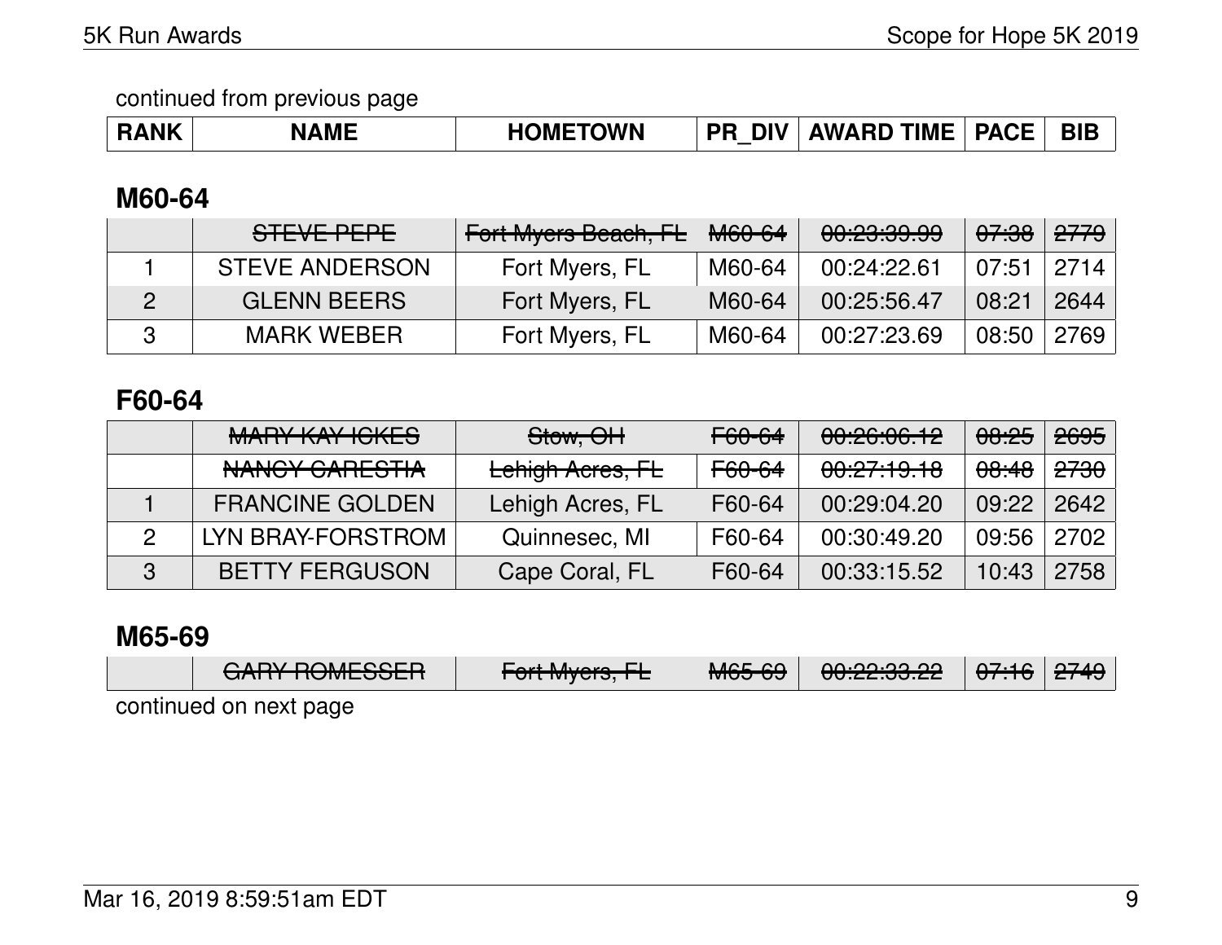continued from previous page

| RANK | NAME | HOMETOWN | PR_DIV | AWARD TIME | PACE | BIB |
|---|---|---|---|---|---|---|

## M60-64

| RANK | NAME | HOMETOWN | PR_DIV | AWARD TIME | PACE | BIB |
|---|---|---|---|---|---|---|
| | ~~STEVE PEPE~~ | ~~Fort Myers Beach, FL~~ | ~~M60-64~~ | ~~00:23:39.99~~ | ~~07:38~~ | ~~2779~~ |
| 1 | STEVE ANDERSON | Fort Myers, FL | M60-64 | 00:24:22.61 | 07:51 | 2714 |
| 2 | GLENN BEERS | Fort Myers, FL | M60-64 | 00:25:56.47 | 08:21 | 2644 |
| 3 | MARK WEBER | Fort Myers, FL | M60-64 | 00:27:23.69 | 08:50 | 2769 |

## F60-64

| RANK | NAME | HOMETOWN | PR_DIV | AWARD TIME | PACE | BIB |
|---|---|---|---|---|---|---|
| | ~~MARY KAY ICKES~~ | ~~Stow, OH~~ | ~~F60-64~~ | ~~00:26:06.12~~ | ~~08:25~~ | ~~2695~~ |
| | ~~NANCY CARESTIA~~ | ~~Lehigh Acres, FL~~ | ~~F60-64~~ | ~~00:27:19.18~~ | ~~08:48~~ | ~~2730~~ |
| 1 | FRANCINE GOLDEN | Lehigh Acres, FL | F60-64 | 00:29:04.20 | 09:22 | 2642 |
| 2 | LYN BRAY-FORSTROM | Quinnesec, MI | F60-64 | 00:30:49.20 | 09:56 | 2702 |
| 3 | BETTY FERGUSON | Cape Coral, FL | F60-64 | 00:33:15.52 | 10:43 | 2758 |

## M65-69

| RANK | NAME | HOMETOWN | PR_DIV | AWARD TIME | PACE | BIB |
|---|---|---|---|---|---|---|
| | ~~GARY ROMESSER~~ | ~~Fort Myers, FL~~ | ~~M65-69~~ | ~~00:22:33.22~~ | ~~07:16~~ | ~~2749~~ |

continued on next page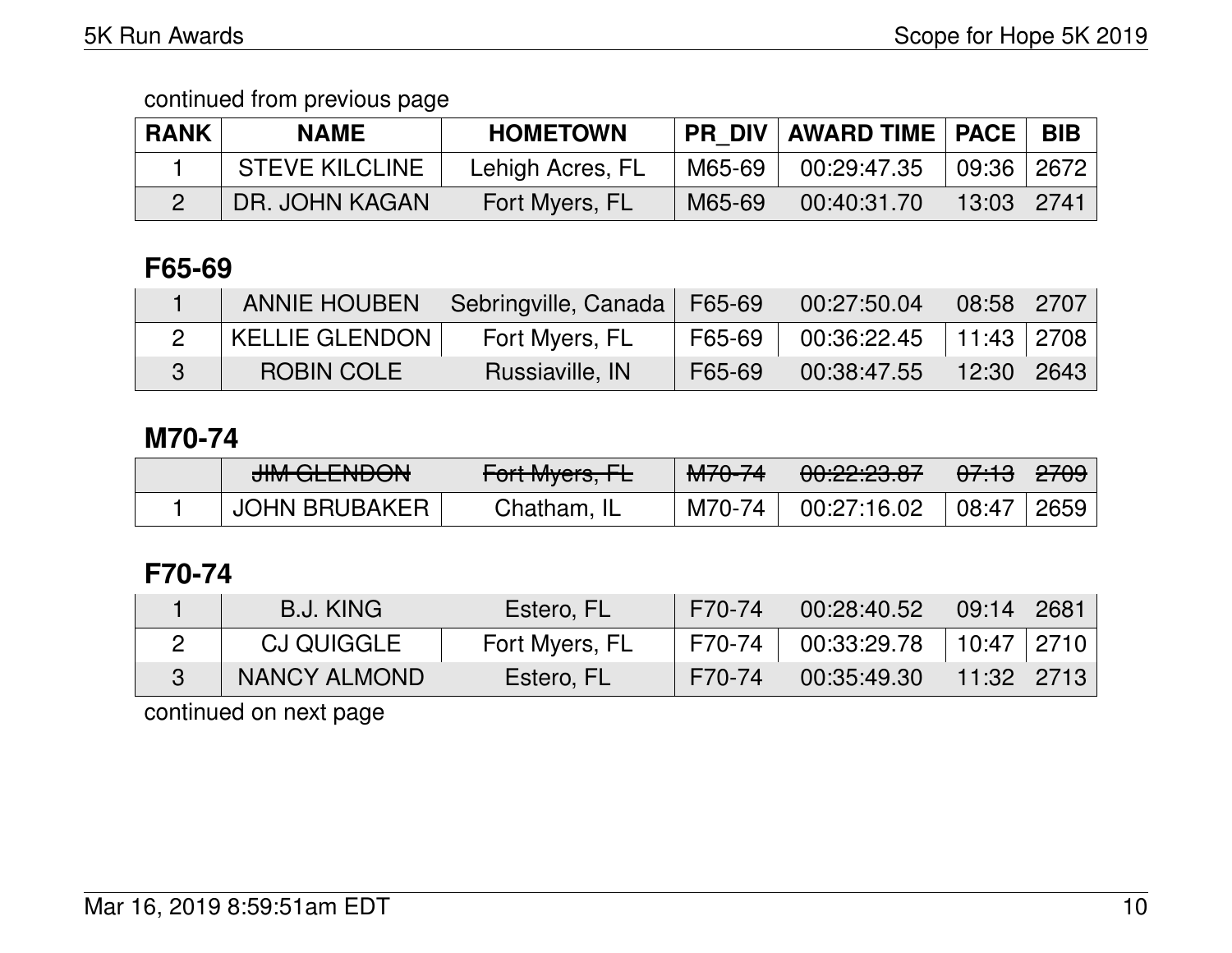continued from previous page

| RANK | NAME | HOMETOWN | PR_DIV | AWARD TIME | PACE | BIB |
|---|---|---|---|---|---|---|
| 1 | STEVE KILCLINE | Lehigh Acres, FL | M65-69 | 00:29:47.35 | 09:36 | 2672 |
| 2 | DR. JOHN KAGAN | Fort Myers, FL | M65-69 | 00:40:31.70 | 13:03 | 2741 |

## F65-69

| RANK | NAME | HOMETOWN | PR_DIV | AWARD TIME | PACE | BIB |
|---|---|---|---|---|---|---|
| 1 | ANNIE HOUBEN | Sebringville, Canada | F65-69 | 00:27:50.04 | 08:58 | 2707 |
| 2 | KELLIE GLENDON | Fort Myers, FL | F65-69 | 00:36:22.45 | 11:43 | 2708 |
| 3 | ROBIN COLE | Russiaville, IN | F65-69 | 00:38:47.55 | 12:30 | 2643 |

## M70-74

| RANK | NAME | HOMETOWN | PR_DIV | AWARD TIME | PACE | BIB |
|---|---|---|---|---|---|---|
| | ~~JIM GLENDON~~ | ~~Fort Myers, FL~~ | ~~M70-74~~ | ~~00:22:23.87~~ | ~~07:13~~ | ~~2709~~ |
| 1 | JOHN BRUBAKER | Chatham, IL | M70-74 | 00:27:16.02 | 08:47 | 2659 |

## F70-74

| RANK | NAME | HOMETOWN | PR_DIV | AWARD TIME | PACE | BIB |
|---|---|---|---|---|---|---|
| 1 | B.J. KING | Estero, FL | F70-74 | 00:28:40.52 | 09:14 | 2681 |
| 2 | CJ QUIGGLE | Fort Myers, FL | F70-74 | 00:33:29.78 | 10:47 | 2710 |
| 3 | NANCY ALMOND | Estero, FL | F70-74 | 00:35:49.30 | 11:32 | 2713 |

continued on next page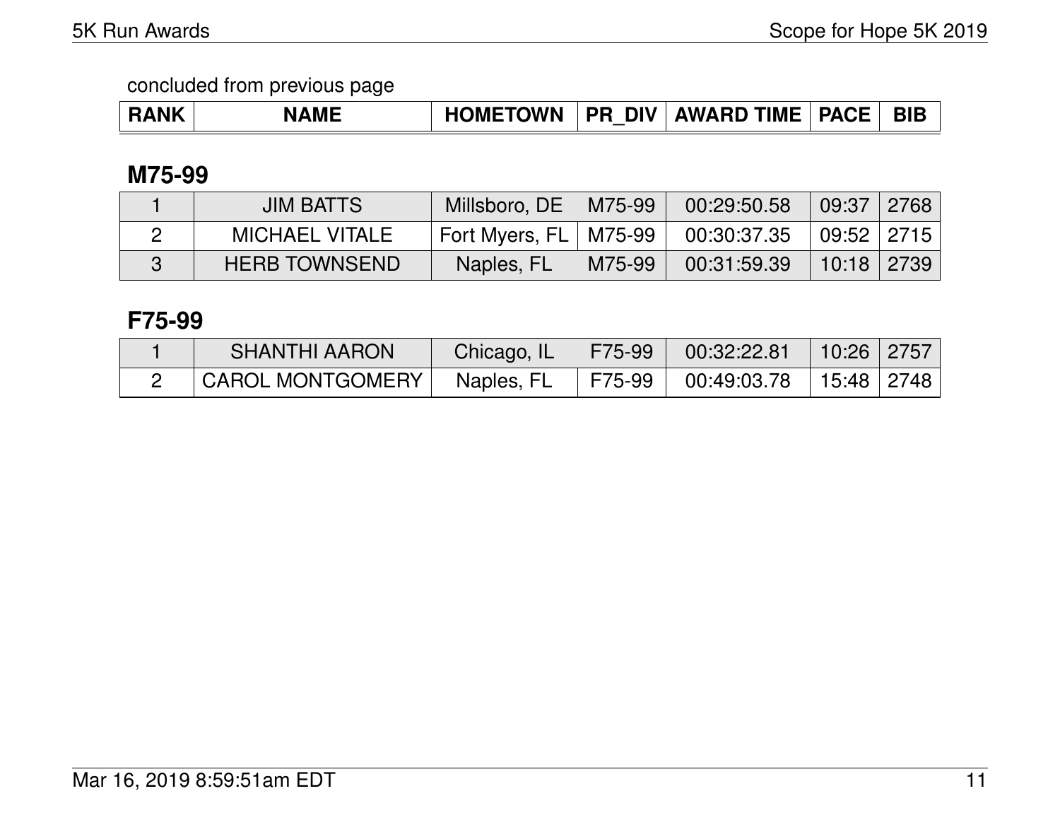concluded from previous page

| RANK | NAME | HOMETOWN | PR_DIV | AWARD TIME | PACE | BIB |
|---|---|---|---|---|---|---|

## M75-99

| RANK | NAME | HOMETOWN | PR_DIV | AWARD TIME | PACE | BIB |
|---|---|---|---|---|---|---|
| 1 | JIM BATTS | Millsboro, DE | M75-99 | 00:29:50.58 | 09:37 | 2768 |
| 2 | MICHAEL VITALE | Fort Myers, FL | M75-99 | 00:30:37.35 | 09:52 | 2715 |
| 3 | HERB TOWNSEND | Naples, FL | M75-99 | 00:31:59.39 | 10:18 | 2739 |

## F75-99

| RANK | NAME | HOMETOWN | PR_DIV | AWARD TIME | PACE | BIB |
|---|---|---|---|---|---|---|
| 1 | SHANTHI AARON | Chicago, IL | F75-99 | 00:32:22.81 | 10:26 | 2757 |
| 2 | CAROL MONTGOMERY | Naples, FL | F75-99 | 00:49:03.78 | 15:48 | 2748 |